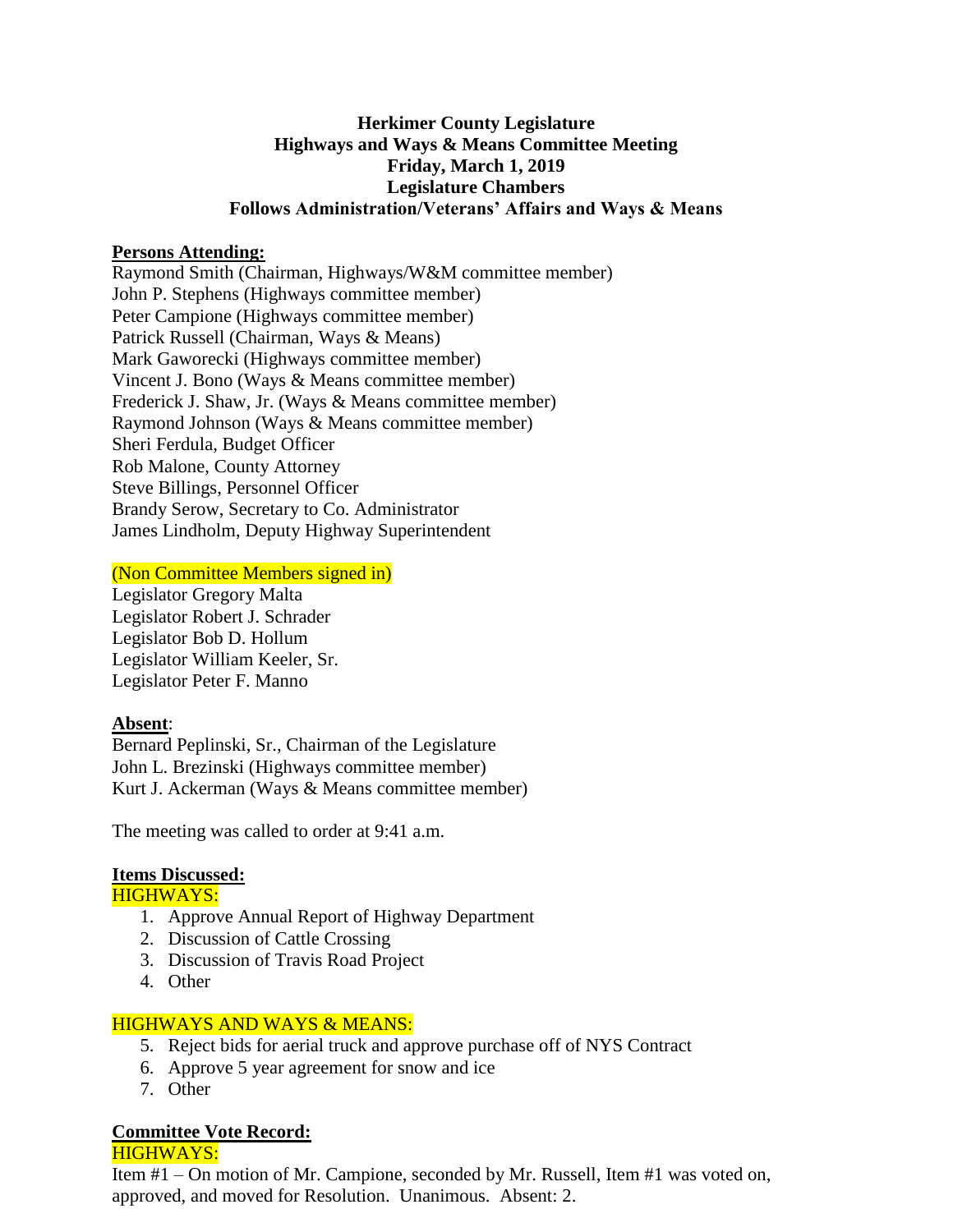**Herkimer County Legislature**
**Highways and Ways & Means Committee Meeting**
**Friday, March 1, 2019**
**Legislature Chambers**
**Follows Administration/Veterans' Affairs and Ways & Means**

**Persons Attending:**

Raymond Smith (Chairman, Highways/W&M committee member)
John P. Stephens (Highways committee member)
Peter Campione (Highways committee member)
Patrick Russell (Chairman, Ways & Means)
Mark Gaworecki (Highways committee member)
Vincent J. Bono (Ways & Means committee member)
Frederick J. Shaw, Jr. (Ways & Means committee member)
Raymond Johnson (Ways & Means committee member)
Sheri Ferdula, Budget Officer
Rob Malone, County Attorney
Steve Billings, Personnel Officer
Brandy Serow, Secretary to Co. Administrator
James Lindholm, Deputy Highway Superintendent

(Non Committee Members signed in)

Legislator Gregory Malta
Legislator Robert J. Schrader
Legislator Bob D. Hollum
Legislator William Keeler, Sr.
Legislator Peter F. Manno

**Absent**:

Bernard Peplinski, Sr., Chairman of the Legislature
John L. Brezinski (Highways committee member)
Kurt J. Ackerman (Ways & Means committee member)

The meeting was called to order at 9:41 a.m.

**Items Discussed:**

HIGHWAYS:

1. Approve Annual Report of Highway Department
2. Discussion of Cattle Crossing
3. Discussion of Travis Road Project
4. Other

HIGHWAYS AND WAYS & MEANS:

5. Reject bids for aerial truck and approve purchase off of NYS Contract
6. Approve 5 year agreement for snow and ice
7. Other

**Committee Vote Record:**

HIGHWAYS:

Item #1 – On motion of Mr. Campione, seconded by Mr. Russell, Item #1 was voted on, approved, and moved for Resolution. Unanimous. Absent: 2.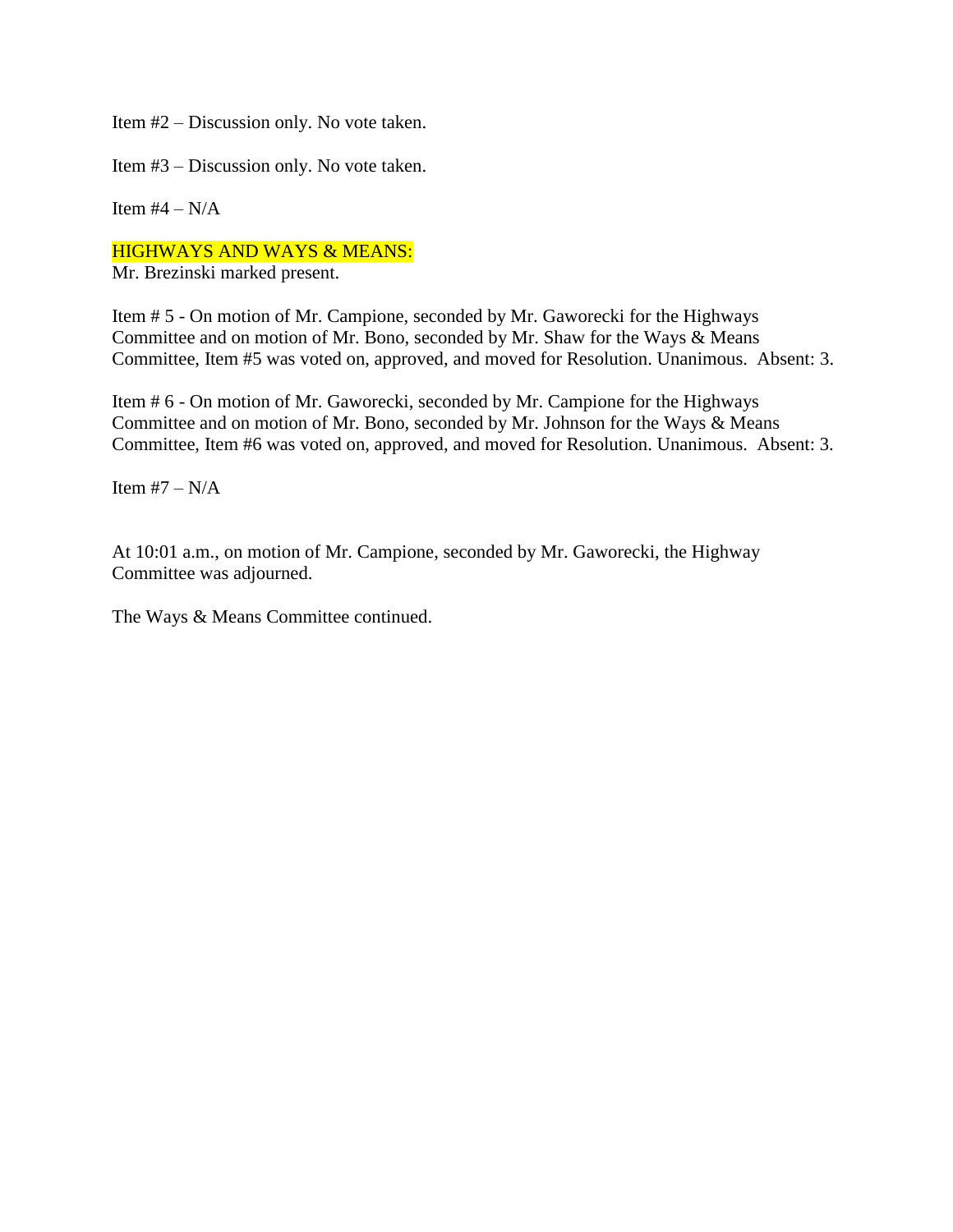Item #2 – Discussion only. No vote taken.

Item #3 – Discussion only. No vote taken.

Item #4 – N/A

HIGHWAYS AND WAYS & MEANS:
Mr. Brezinski marked present.

Item # 5 - On motion of Mr. Campione, seconded by Mr. Gaworecki for the Highways Committee and on motion of Mr. Bono, seconded by Mr. Shaw for the Ways & Means Committee, Item #5 was voted on, approved, and moved for Resolution. Unanimous. Absent: 3.

Item # 6 - On motion of Mr. Gaworecki, seconded by Mr. Campione for the Highways Committee and on motion of Mr. Bono, seconded by Mr. Johnson for the Ways & Means Committee, Item #6 was voted on, approved, and moved for Resolution. Unanimous. Absent: 3.

Item #7 – N/A

At 10:01 a.m., on motion of Mr. Campione, seconded by Mr. Gaworecki, the Highway Committee was adjourned.

The Ways & Means Committee continued.